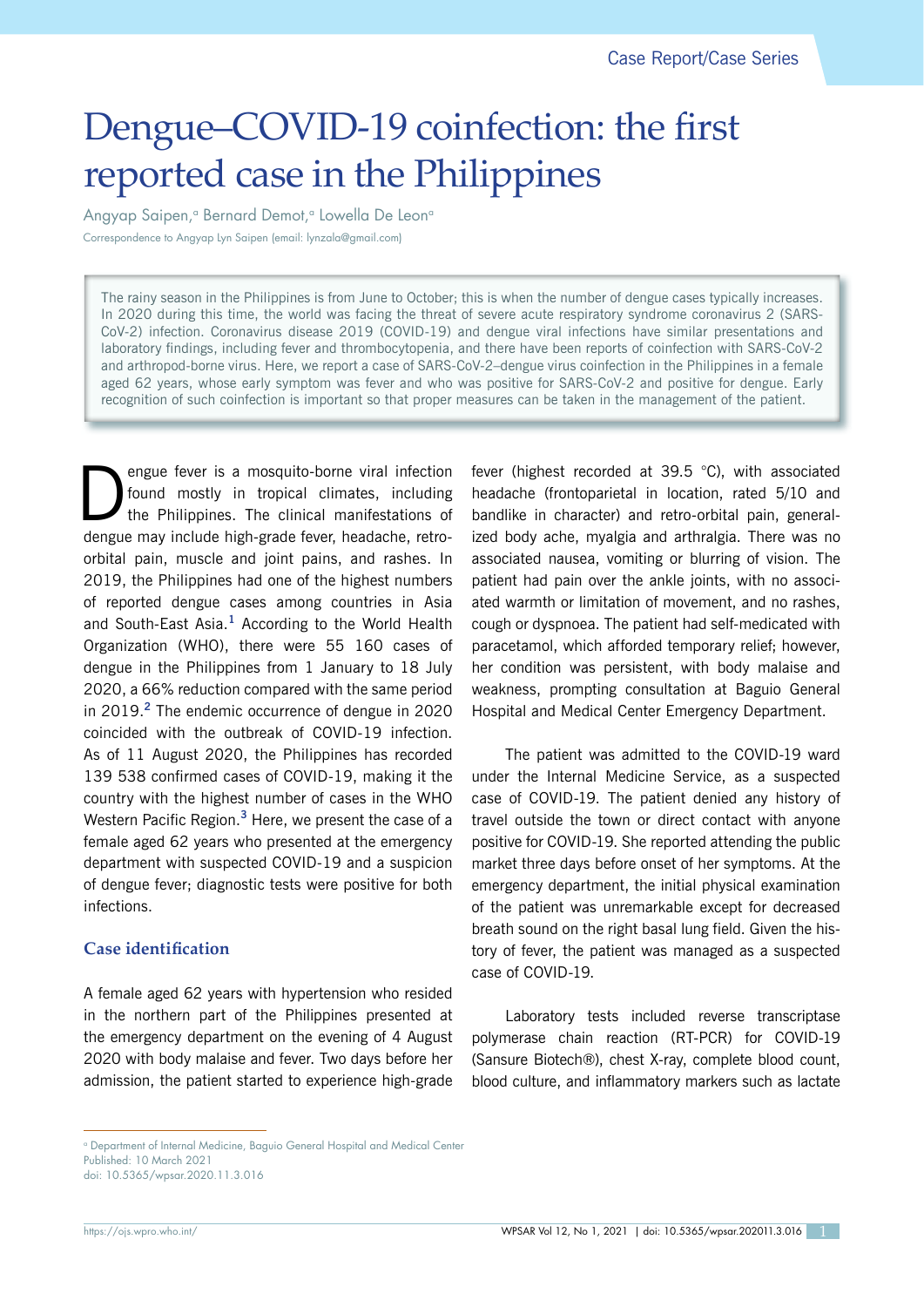Case Report/Case Series

# Dengue–COVID-19 coinfection: the first reported case in the Philippines

Angyap Saipen,[a] Bernard Demot,[a] Lowella De Leon[a]

Correspondence to Angyap Lyn Saipen (email: lynzala@gmail.com)

The rainy season in the Philippines is from June to October; this is when the number of dengue cases typically increases. In 2020 during this time, the world was facing the threat of severe acute respiratory syndrome coronavirus 2 (SARS-CoV-2) infection. Coronavirus disease 2019 (COVID-19) and dengue viral infections have similar presentations and laboratory findings, including fever and thrombocytopenia, and there have been reports of coinfection with SARS-CoV-2 and arthropod-borne virus. Here, we report a case of SARS-CoV-2–dengue virus coinfection in the Philippines in a female aged 62 years, whose early symptom was fever and who was positive for SARS-CoV-2 and positive for dengue. Early recognition of such coinfection is important so that proper measures can be taken in the management of the patient.

Dengue fever is a mosquito-borne viral infection found mostly in tropical climates, including the Philippines. The clinical manifestations of dengue may include high-grade fever, headache, retro-orbital pain, muscle and joint pains, and rashes. In 2019, the Philippines had one of the highest numbers of reported dengue cases among countries in Asia and South-East Asia.[1] According to the World Health Organization (WHO), there were 55 160 cases of dengue in the Philippines from 1 January to 18 July 2020, a 66% reduction compared with the same period in 2019.[2] The endemic occurrence of dengue in 2020 coincided with the outbreak of COVID-19 infection. As of 11 August 2020, the Philippines has recorded 139 538 confirmed cases of COVID-19, making it the country with the highest number of cases in the WHO Western Pacific Region.[3] Here, we present the case of a female aged 62 years who presented at the emergency department with suspected COVID-19 and a suspicion of dengue fever; diagnostic tests were positive for both infections.

## Case identification

A female aged 62 years with hypertension who resided in the northern part of the Philippines presented at the emergency department on the evening of 4 August 2020 with body malaise and fever. Two days before her admission, the patient started to experience high-grade fever (highest recorded at 39.5 °C), with associated headache (frontoparietal in location, rated 5/10 and bandlike in character) and retro-orbital pain, generalized body ache, myalgia and arthralgia. There was no associated nausea, vomiting or blurring of vision. The patient had pain over the ankle joints, with no associated warmth or limitation of movement, and no rashes, cough or dyspnoea. The patient had self-medicated with paracetamol, which afforded temporary relief; however, her condition was persistent, with body malaise and weakness, prompting consultation at Baguio General Hospital and Medical Center Emergency Department.

The patient was admitted to the COVID-19 ward under the Internal Medicine Service, as a suspected case of COVID-19. The patient denied any history of travel outside the town or direct contact with anyone positive for COVID-19. She reported attending the public market three days before onset of her symptoms. At the emergency department, the initial physical examination of the patient was unremarkable except for decreased breath sound on the right basal lung field. Given the history of fever, the patient was managed as a suspected case of COVID-19.

Laboratory tests included reverse transcriptase polymerase chain reaction (RT-PCR) for COVID-19 (Sansure Biotech®), chest X-ray, complete blood count, blood culture, and inflammatory markers such as lactate

---

[a] Department of Internal Medicine, Baguio General Hospital and Medical Center
Published: 10 March 2021
doi: 10.5365/wpsar.2020.11.3.016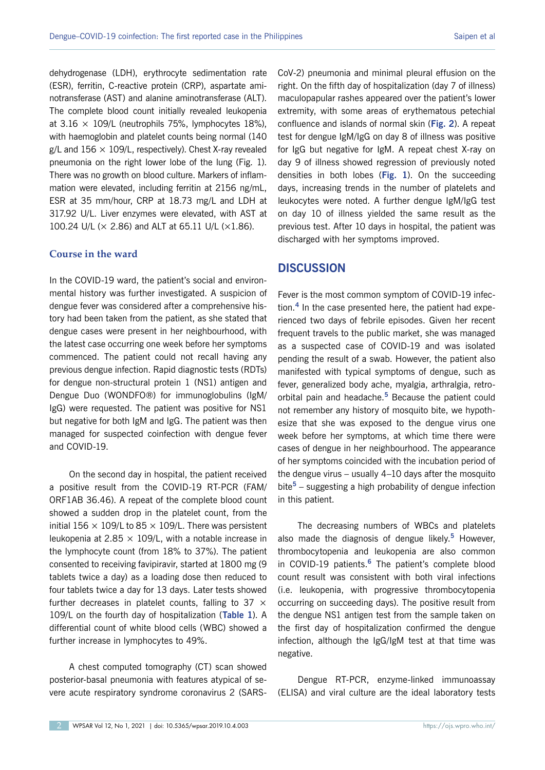dehydrogenase (LDH), erythrocyte sedimentation rate (ESR), ferritin, C-reactive protein (CRP), aspartate aminotransferase (AST) and alanine aminotransferase (ALT). The complete blood count initially revealed leukopenia at 3.16 × 109/L (neutrophils 75%, lymphocytes 18%), with haemoglobin and platelet counts being normal (140 g/L and 156 × 109/L, respectively). Chest X-ray revealed pneumonia on the right lower lobe of the lung (Fig. 1). There was no growth on blood culture. Markers of inflammation were elevated, including ferritin at 2156 ng/mL, ESR at 35 mm/hour, CRP at 18.73 mg/L and LDH at 317.92 U/L. Liver enzymes were elevated, with AST at 100.24 U/L (× 2.86) and ALT at 65.11 U/L (×1.86).

### Course in the ward

In the COVID-19 ward, the patient's social and environmental history was further investigated. A suspicion of dengue fever was considered after a comprehensive history had been taken from the patient, as she stated that dengue cases were present in her neighbourhood, with the latest case occurring one week before her symptoms commenced. The patient could not recall having any previous dengue infection. Rapid diagnostic tests (RDTs) for dengue non-structural protein 1 (NS1) antigen and Dengue Duo (WONDFO®) for immunoglobulins (IgM/IgG) were requested. The patient was positive for NS1 but negative for both IgM and IgG. The patient was then managed for suspected coinfection with dengue fever and COVID-19.

On the second day in hospital, the patient received a positive result from the COVID-19 RT-PCR (FAM/ORF1AB 36.46). A repeat of the complete blood count showed a sudden drop in the platelet count, from the initial 156 × 109/L to 85 × 109/L. There was persistent leukopenia at 2.85 × 109/L, with a notable increase in the lymphocyte count (from 18% to 37%). The patient consented to receiving favipiravir, started at 1800 mg (9 tablets twice a day) as a loading dose then reduced to four tablets twice a day for 13 days. Later tests showed further decreases in platelet counts, falling to 37 × 109/L on the fourth day of hospitalization (**Table 1**). A differential count of white blood cells (WBC) showed a further increase in lymphocytes to 49%.

A chest computed tomography (CT) scan showed posterior-basal pneumonia with features atypical of severe acute respiratory syndrome coronavirus 2 (SARS-CoV-2) pneumonia and minimal pleural effusion on the right. On the fifth day of hospitalization (day 7 of illness) maculopapular rashes appeared over the patient's lower extremity, with some areas of erythematous petechial confluence and islands of normal skin (**Fig. 2**). A repeat test for dengue IgM/IgG on day 8 of illness was positive for IgG but negative for IgM. A repeat chest X-ray on day 9 of illness showed regression of previously noted densities in both lobes (**Fig. 1**). On the succeeding days, increasing trends in the number of platelets and leukocytes were noted. A further dengue IgM/IgG test on day 10 of illness yielded the same result as the previous test. After 10 days in hospital, the patient was discharged with her symptoms improved.

## DISCUSSION

Fever is the most common symptom of COVID-19 infection.[4] In the case presented here, the patient had experienced two days of febrile episodes. Given her recent frequent travels to the public market, she was managed as a suspected case of COVID-19 and was isolated pending the result of a swab. However, the patient also manifested with typical symptoms of dengue, such as fever, generalized body ache, myalgia, arthralgia, retro-orbital pain and headache.[5] Because the patient could not remember any history of mosquito bite, we hypothesize that she was exposed to the dengue virus one week before her symptoms, at which time there were cases of dengue in her neighbourhood. The appearance of her symptoms coincided with the incubation period of the dengue virus – usually 4–10 days after the mosquito bite[5] – suggesting a high probability of dengue infection in this patient.

The decreasing numbers of WBCs and platelets also made the diagnosis of dengue likely.[5] However, thrombocytopenia and leukopenia are also common in COVID-19 patients.[6] The patient's complete blood count result was consistent with both viral infections (i.e. leukopenia, with progressive thrombocytopenia occurring on succeeding days). The positive result from the dengue NS1 antigen test from the sample taken on the first day of hospitalization confirmed the dengue infection, although the IgG/IgM test at that time was negative.

Dengue RT-PCR, enzyme-linked immunoassay (ELISA) and viral culture are the ideal laboratory tests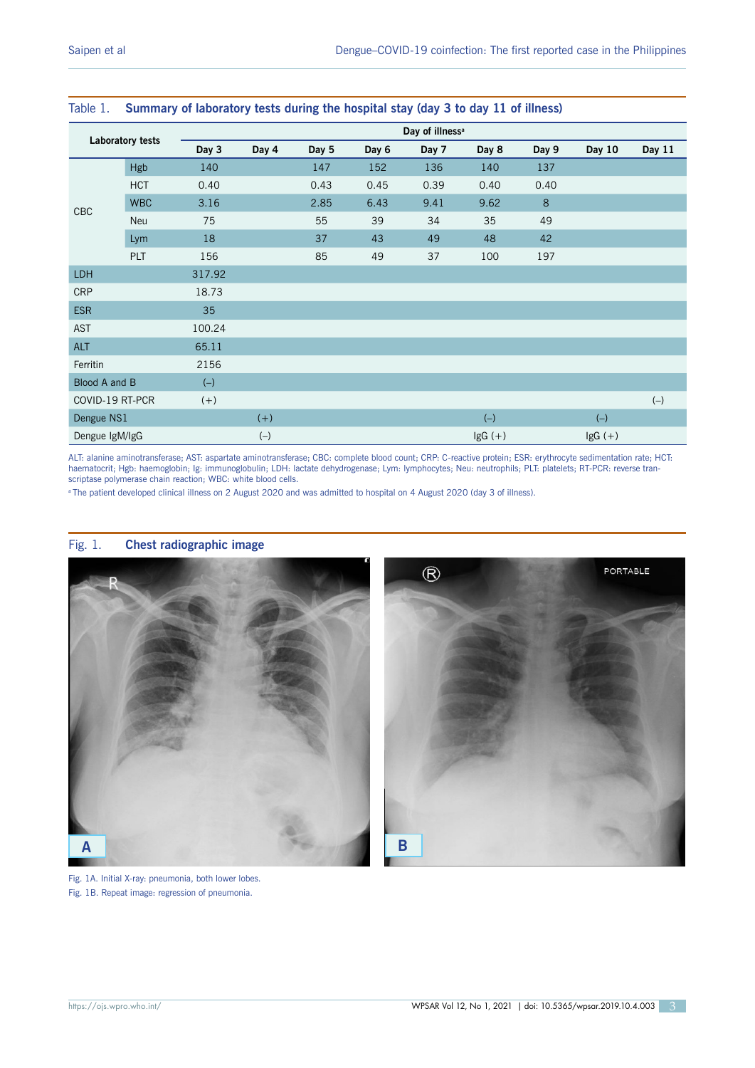Table 1. **Summary of laboratory tests during the hospital stay (day 3 to day 11 of illness)**

| Laboratory tests | | Day of illness[a] | | | | | | | | |
|---|---|---|---|---|---|---|---|---|---|---|
| | | Day 3 | Day 4 | Day 5 | Day 6 | Day 7 | Day 8 | Day 9 | Day 10 | Day 11 |
| CBC | Hgb | 140 | | 147 | 152 | 136 | 140 | 137 | | |
| | HCT | 0.40 | | 0.43 | 0.45 | 0.39 | 0.40 | 0.40 | | |
| | WBC | 3.16 | | 2.85 | 6.43 | 9.41 | 9.62 | 8 | | |
| | Neu | 75 | | 55 | 39 | 34 | 35 | 49 | | |
| | Lym | 18 | | 37 | 43 | 49 | 48 | 42 | | |
| | PLT | 156 | | 85 | 49 | 37 | 100 | 197 | | |
| LDH | | 317.92 | | | | | | | | |
| CRP | | 18.73 | | | | | | | | |
| ESR | | 35 | | | | | | | | |
| AST | | 100.24 | | | | | | | | |
| ALT | | 65.11 | | | | | | | | |
| Ferritin | | 2156 | | | | | | | | |
| Blood A and B | | (–) | | | | | | | | |
| COVID-19 RT-PCR | | (+) | | | | | | | | (–) |
| Dengue NS1 | | | (+) | | | | (–) | | (–) | |
| Dengue IgM/IgG | | | (–) | | | | IgG (+) | | IgG (+) | |

ALT: alanine aminotransferase; AST: aspartate aminotransferase; CBC: complete blood count; CRP: C-reactive protein; ESR: erythrocyte sedimentation rate; HCT: haematocrit; Hgb: haemoglobin; Ig: immunoglobulin; LDH: lactate dehydrogenase; Lym: lymphocytes; Neu: neutrophils; PLT: platelets; RT-PCR: reverse transcriptase polymerase chain reaction; WBC: white blood cells.

[a] The patient developed clinical illness on 2 August 2020 and was admitted to hospital on 4 August 2020 (day 3 of illness).

Fig. 1. **Chest radiographic image**

Fig. 1A. Initial X-ray: pneumonia, both lower lobes.

Fig. 1B. Repeat image: regression of pneumonia.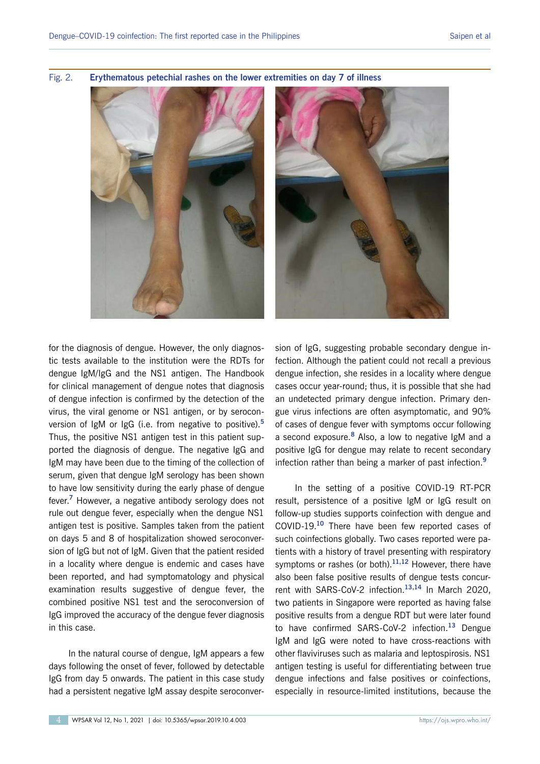Fig. 2. **Erythematous petechial rashes on the lower extremities on day 7 of illness**

for the diagnosis of dengue. However, the only diagnostic tests available to the institution were the RDTs for dengue IgM/IgG and the NS1 antigen. The Handbook for clinical management of dengue notes that diagnosis of dengue infection is confirmed by the detection of the virus, the viral genome or NS1 antigen, or by seroconversion of IgM or IgG (i.e. from negative to positive).[5] Thus, the positive NS1 antigen test in this patient supported the diagnosis of dengue. The negative IgG and IgM may have been due to the timing of the collection of serum, given that dengue IgM serology has been shown to have low sensitivity during the early phase of dengue fever.[7] However, a negative antibody serology does not rule out dengue fever, especially when the dengue NS1 antigen test is positive. Samples taken from the patient on days 5 and 8 of hospitalization showed seroconversion of IgG but not of IgM. Given that the patient resided in a locality where dengue is endemic and cases have been reported, and had symptomatology and physical examination results suggestive of dengue fever, the combined positive NS1 test and the seroconversion of IgG improved the accuracy of the dengue fever diagnosis in this case.

In the natural course of dengue, IgM appears a few days following the onset of fever, followed by detectable IgG from day 5 onwards. The patient in this case study had a persistent negative IgM assay despite seroconversion of IgG, suggesting probable secondary dengue infection. Although the patient could not recall a previous dengue infection, she resides in a locality where dengue cases occur year-round; thus, it is possible that she had an undetected primary dengue infection. Primary dengue virus infections are often asymptomatic, and 90% of cases of dengue fever with symptoms occur following a second exposure.[8] Also, a low to negative IgM and a positive IgG for dengue may relate to recent secondary infection rather than being a marker of past infection.[9]

In the setting of a positive COVID-19 RT-PCR result, persistence of a positive IgM or IgG result on follow-up studies supports coinfection with dengue and COVID-19.[10] There have been few reported cases of such coinfections globally. Two cases reported were patients with a history of travel presenting with respiratory symptoms or rashes (or both).[11,12] However, there have also been false positive results of dengue tests concurrent with SARS-CoV-2 infection.[13,14] In March 2020, two patients in Singapore were reported as having false positive results from a dengue RDT but were later found to have confirmed SARS-CoV-2 infection.[13] Dengue IgM and IgG were noted to have cross-reactions with other flaviviruses such as malaria and leptospirosis. NS1 antigen testing is useful for differentiating between true dengue infections and false positives or coinfections, especially in resource-limited institutions, because the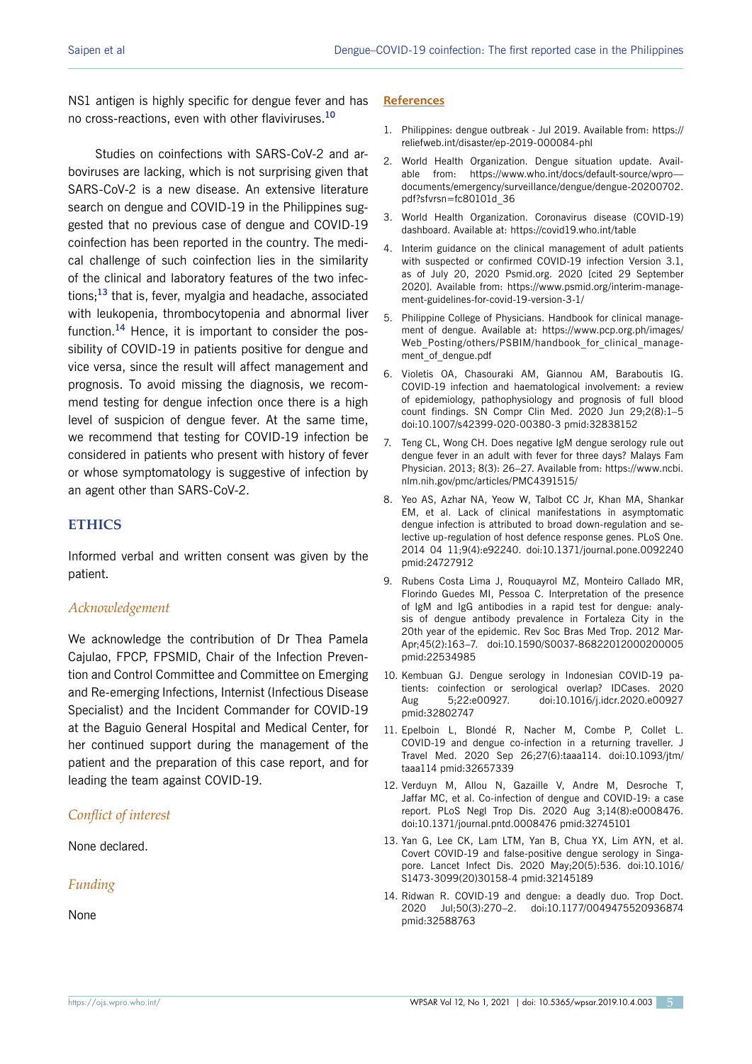NS1 antigen is highly specific for dengue fever and has no cross-reactions, even with other flaviviruses.[10]

Studies on coinfections with SARS-CoV-2 and arboviruses are lacking, which is not surprising given that SARS-CoV-2 is a new disease. An extensive literature search on dengue and COVID-19 in the Philippines suggested that no previous case of dengue and COVID-19 coinfection has been reported in the country. The medical challenge of such coinfection lies in the similarity of the clinical and laboratory features of the two infections;[13] that is, fever, myalgia and headache, associated with leukopenia, thrombocytopenia and abnormal liver function.[14] Hence, it is important to consider the possibility of COVID-19 in patients positive for dengue and vice versa, since the result will affect management and prognosis. To avoid missing the diagnosis, we recommend testing for dengue infection once there is a high level of suspicion of dengue fever. At the same time, we recommend that testing for COVID-19 infection be considered in patients who present with history of fever or whose symptomatology is suggestive of infection by an agent other than SARS-CoV-2.

## ETHICS

Informed verbal and written consent was given by the patient.

### *Acknowledgement*

We acknowledge the contribution of Dr Thea Pamela Cajulao, FPCP, FPSMID, Chair of the Infection Prevention and Control Committee and Committee on Emerging and Re-emerging Infections, Internist (Infectious Disease Specialist) and the Incident Commander for COVID-19 at the Baguio General Hospital and Medical Center, for her continued support during the management of the patient and the preparation of this case report, and for leading the team against COVID-19.

### *Conflict of interest*

None declared.

### *Funding*

None

## References

1. Philippines: dengue outbreak - Jul 2019. Available from: https://reliefweb.int/disaster/ep-2019-000084-phl
2. World Health Organization. Dengue situation update. Available from: https://www.who.int/docs/default-source/wpro—documents/emergency/surveillance/dengue/dengue-20200702.pdf?sfvrsn=fc80101d_36
3. World Health Organization. Coronavirus disease (COVID-19) dashboard. Available at: https://covid19.who.int/table
4. Interim guidance on the clinical management of adult patients with suspected or confirmed COVID-19 infection Version 3.1, as of July 20, 2020 Psmid.org. 2020 [cited 29 September 2020]. Available from: https://www.psmid.org/interim-management-guidelines-for-covid-19-version-3-1/
5. Philippine College of Physicians. Handbook for clinical management of dengue. Available at: https://www.pcp.org.ph/images/Web_Posting/others/PSBIM/handbook_for_clinical_management_of_dengue.pdf
6. Violetis OA, Chasouraki AM, Giannou AM, Baraboutis IG. COVID-19 infection and haematological involvement: a review of epidemiology, pathophysiology and prognosis of full blood count findings. SN Compr Clin Med. 2020 Jun 29;2(8):1–5 doi:10.1007/s42399-020-00380-3 pmid:32838152
7. Teng CL, Wong CH. Does negative IgM dengue serology rule out dengue fever in an adult with fever for three days? Malays Fam Physician. 2013; 8(3): 26–27. Available from: https://www.ncbi.nlm.nih.gov/pmc/articles/PMC4391515/
8. Yeo AS, Azhar NA, Yeow W, Talbot CC Jr, Khan MA, Shankar EM, et al. Lack of clinical manifestations in asymptomatic dengue infection is attributed to broad down-regulation and selective up-regulation of host defence response genes. PLoS One. 2014 04 11;9(4):e92240. doi:10.1371/journal.pone.0092240 pmid:24727912
9. Rubens Costa Lima J, Rouquayrol MZ, Monteiro Callado MR, Florindo Guedes MI, Pessoa C. Interpretation of the presence of IgM and IgG antibodies in a rapid test for dengue: analysis of dengue antibody prevalence in Fortaleza City in the 20th year of the epidemic. Rev Soc Bras Med Trop. 2012 Mar-Apr;45(2):163–7. doi:10.1590/S0037-86822012000200005 pmid:22534985
10. Kembuan GJ. Dengue serology in Indonesian COVID-19 patients: coinfection or serological overlap? IDCases. 2020 Aug 5;22:e00927. doi:10.1016/j.idcr.2020.e00927 pmid:32802747
11. Epelboin L, Blondé R, Nacher M, Combe P, Collet L. COVID-19 and dengue co-infection in a returning traveller. J Travel Med. 2020 Sep 26;27(6):taaa114. doi:10.1093/jtm/taaa114 pmid:32657339
12. Verduyn M, Allou N, Gazaille V, Andre M, Desroche T, Jaffar MC, et al. Co-infection of dengue and COVID-19: a case report. PLoS Negl Trop Dis. 2020 Aug 3;14(8):e0008476. doi:10.1371/journal.pntd.0008476 pmid:32745101
13. Yan G, Lee CK, Lam LTM, Yan B, Chua YX, Lim AYN, et al. Covert COVID-19 and false-positive dengue serology in Singapore. Lancet Infect Dis. 2020 May;20(5):536. doi:10.1016/S1473-3099(20)30158-4 pmid:32145189
14. Ridwan R. COVID-19 and dengue: a deadly duo. Trop Doct. 2020 Jul;50(3):270–2. doi:10.1177/0049475520936874 pmid:32588763